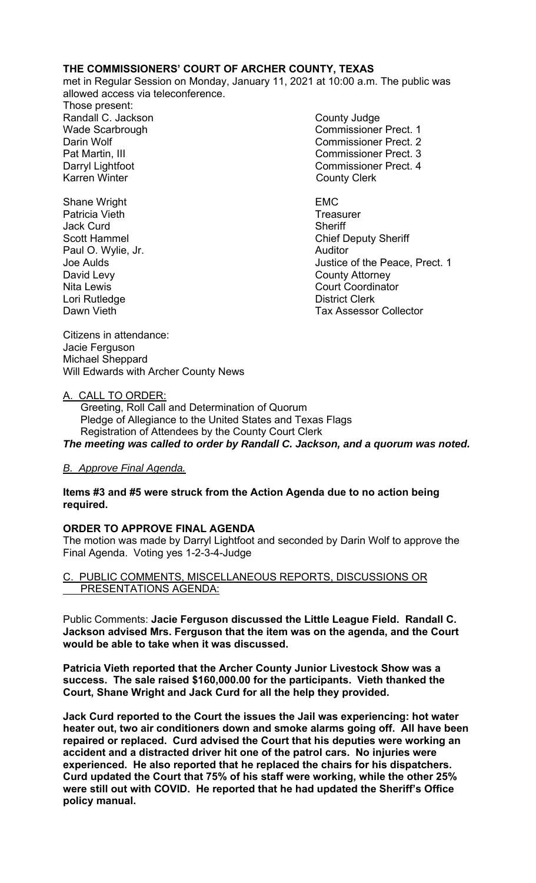**THE COMMISSIONERS' COURT OF ARCHER COUNTY, TEXAS**

met in Regular Session on Monday, January 11, 2021 at 10:00 a.m. The public was allowed access via teleconference.

Those present:

| | |
|---|---|
| Randall C. Jackson | County Judge |
| Wade Scarbrough | Commissioner Prect. 1 |
| Darin Wolf | Commissioner Prect. 2 |
| Pat Martin, III | Commissioner Prect. 3 |
| Darryl Lightfoot | Commissioner Prect. 4 |
| Karren Winter | County Clerk |
| | |
| Shane Wright | EMC |
| Patricia Vieth | Treasurer |
| Jack Curd | Sheriff |
| Scott Hammel | Chief Deputy Sheriff |
| Paul O. Wylie, Jr. | Auditor |
| Joe Aulds | Justice of the Peace, Prect. 1 |
| David Levy | County Attorney |
| Nita Lewis | Court Coordinator |
| Lori Rutledge | District Clerk |
| Dawn Vieth | Tax Assessor Collector |

Citizens in attendance:
Jacie Ferguson
Michael Sheppard
Will Edwards with Archer County News

A. CALL TO ORDER:

Greeting, Roll Call and Determination of Quorum
Pledge of Allegiance to the United States and Texas Flags
Registration of Attendees by the County Court Clerk

***The meeting was called to order by Randall C. Jackson, and a quorum was noted.***

*B. Approve Final Agenda.*

**Items #3 and #5 were struck from the Action Agenda due to no action being required.**

**ORDER TO APPROVE FINAL AGENDA**

The motion was made by Darryl Lightfoot and seconded by Darin Wolf to approve the Final Agenda. Voting yes 1-2-3-4-Judge

C. PUBLIC COMMENTS, MISCELLANEOUS REPORTS, DISCUSSIONS OR PRESENTATIONS AGENDA:

Public Comments: **Jacie Ferguson discussed the Little League Field. Randall C. Jackson advised Mrs. Ferguson that the item was on the agenda, and the Court would be able to take when it was discussed.**

**Patricia Vieth reported that the Archer County Junior Livestock Show was a success. The sale raised $160,000.00 for the participants. Vieth thanked the Court, Shane Wright and Jack Curd for all the help they provided.**

**Jack Curd reported to the Court the issues the Jail was experiencing: hot water heater out, two air conditioners down and smoke alarms going off. All have been repaired or replaced. Curd advised the Court that his deputies were working an accident and a distracted driver hit one of the patrol cars. No injuries were experienced. He also reported that he replaced the chairs for his dispatchers. Curd updated the Court that 75% of his staff were working, while the other 25% were still out with COVID. He reported that he had updated the Sheriff's Office policy manual.**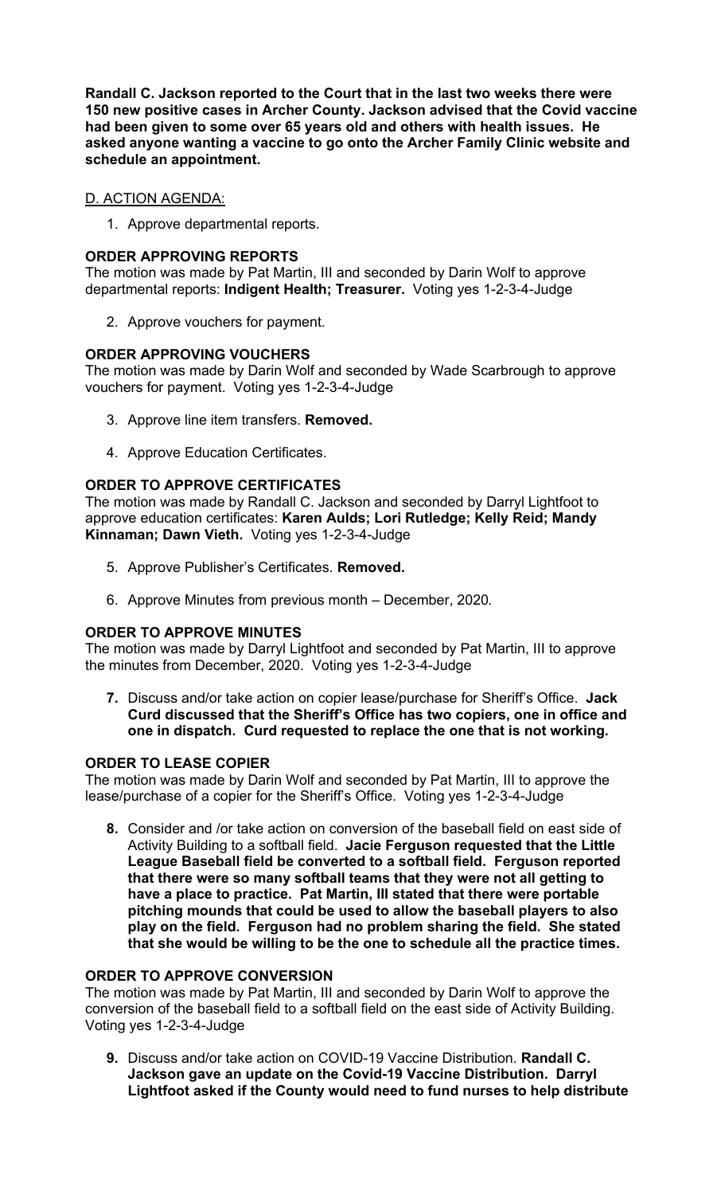**Randall C. Jackson reported to the Court that in the last two weeks there were 150 new positive cases in Archer County. Jackson advised that the Covid vaccine had been given to some over 65 years old and others with health issues. He asked anyone wanting a vaccine to go onto the Archer Family Clinic website and schedule an appointment.**

D. ACTION AGENDA:

1. Approve departmental reports.

**ORDER APPROVING REPORTS**
The motion was made by Pat Martin, III and seconded by Darin Wolf to approve departmental reports: **Indigent Health; Treasurer.** Voting yes 1-2-3-4-Judge

2. Approve vouchers for payment.

**ORDER APPROVING VOUCHERS**
The motion was made by Darin Wolf and seconded by Wade Scarbrough to approve vouchers for payment. Voting yes 1-2-3-4-Judge

3. Approve line item transfers. **Removed.**

4. Approve Education Certificates.

**ORDER TO APPROVE CERTIFICATES**
The motion was made by Randall C. Jackson and seconded by Darryl Lightfoot to approve education certificates: **Karen Aulds; Lori Rutledge; Kelly Reid; Mandy Kinnaman; Dawn Vieth.** Voting yes 1-2-3-4-Judge

5. Approve Publisher's Certificates. **Removed.**

6. Approve Minutes from previous month – December, 2020.

**ORDER TO APPROVE MINUTES**
The motion was made by Darryl Lightfoot and seconded by Pat Martin, III to approve the minutes from December, 2020. Voting yes 1-2-3-4-Judge

7. Discuss and/or take action on copier lease/purchase for Sheriff's Office. **Jack Curd discussed that the Sheriff's Office has two copiers, one in office and one in dispatch. Curd requested to replace the one that is not working.**

**ORDER TO LEASE COPIER**
The motion was made by Darin Wolf and seconded by Pat Martin, III to approve the lease/purchase of a copier for the Sheriff's Office. Voting yes 1-2-3-4-Judge

8. Consider and /or take action on conversion of the baseball field on east side of Activity Building to a softball field. **Jacie Ferguson requested that the Little League Baseball field be converted to a softball field. Ferguson reported that there were so many softball teams that they were not all getting to have a place to practice. Pat Martin, III stated that there were portable pitching mounds that could be used to allow the baseball players to also play on the field. Ferguson had no problem sharing the field. She stated that she would be willing to be the one to schedule all the practice times.**

**ORDER TO APPROVE CONVERSION**
The motion was made by Pat Martin, III and seconded by Darin Wolf to approve the conversion of the baseball field to a softball field on the east side of Activity Building. Voting yes 1-2-3-4-Judge

9. Discuss and/or take action on COVID-19 Vaccine Distribution. **Randall C. Jackson gave an update on the Covid-19 Vaccine Distribution. Darryl Lightfoot asked if the County would need to fund nurses to help distribute**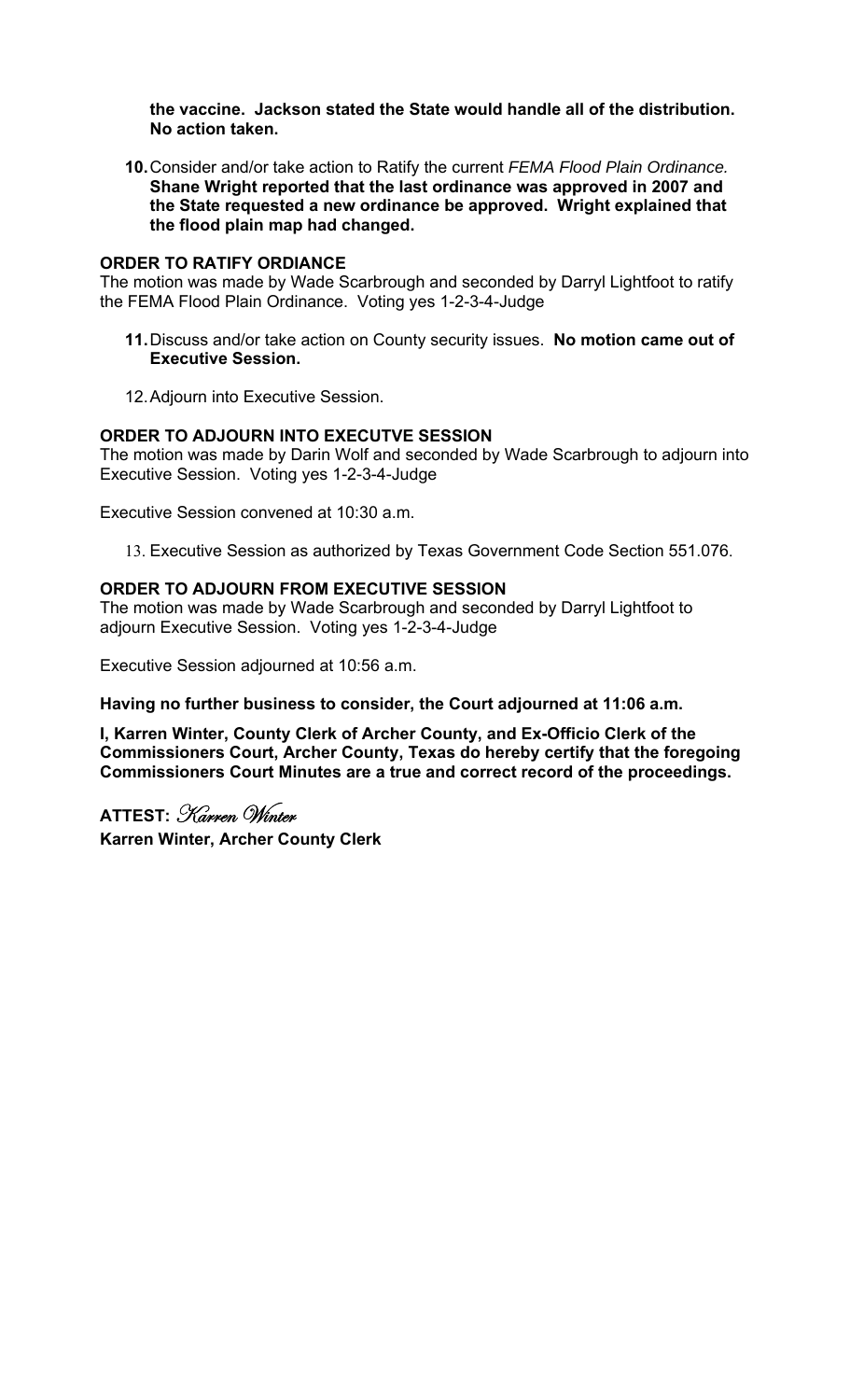**the vaccine. Jackson stated the State would handle all of the distribution. No action taken.**

10. Consider and/or take action to Ratify the current *FEMA Flood Plain Ordinance.* **Shane Wright reported that the last ordinance was approved in 2007 and the State requested a new ordinance be approved. Wright explained that the flood plain map had changed.**

**ORDER TO RATIFY ORDIANCE**

The motion was made by Wade Scarbrough and seconded by Darryl Lightfoot to ratify the FEMA Flood Plain Ordinance. Voting yes 1-2-3-4-Judge

11. Discuss and/or take action on County security issues. **No motion came out of Executive Session.**

12. Adjourn into Executive Session.

**ORDER TO ADJOURN INTO EXECUTVE SESSION**

The motion was made by Darin Wolf and seconded by Wade Scarbrough to adjourn into Executive Session. Voting yes 1-2-3-4-Judge

Executive Session convened at 10:30 a.m.

13. Executive Session as authorized by Texas Government Code Section 551.076.

**ORDER TO ADJOURN FROM EXECUTIVE SESSION**

The motion was made by Wade Scarbrough and seconded by Darryl Lightfoot to adjourn Executive Session. Voting yes 1-2-3-4-Judge

Executive Session adjourned at 10:56 a.m.

**Having no further business to consider, the Court adjourned at 11:06 a.m.**

**I, Karren Winter, County Clerk of Archer County, and Ex-Officio Clerk of the Commissioners Court, Archer County, Texas do hereby certify that the foregoing Commissioners Court Minutes are a true and correct record of the proceedings.**

**ATTEST:** *Karren Winter*

**Karren Winter, Archer County Clerk**